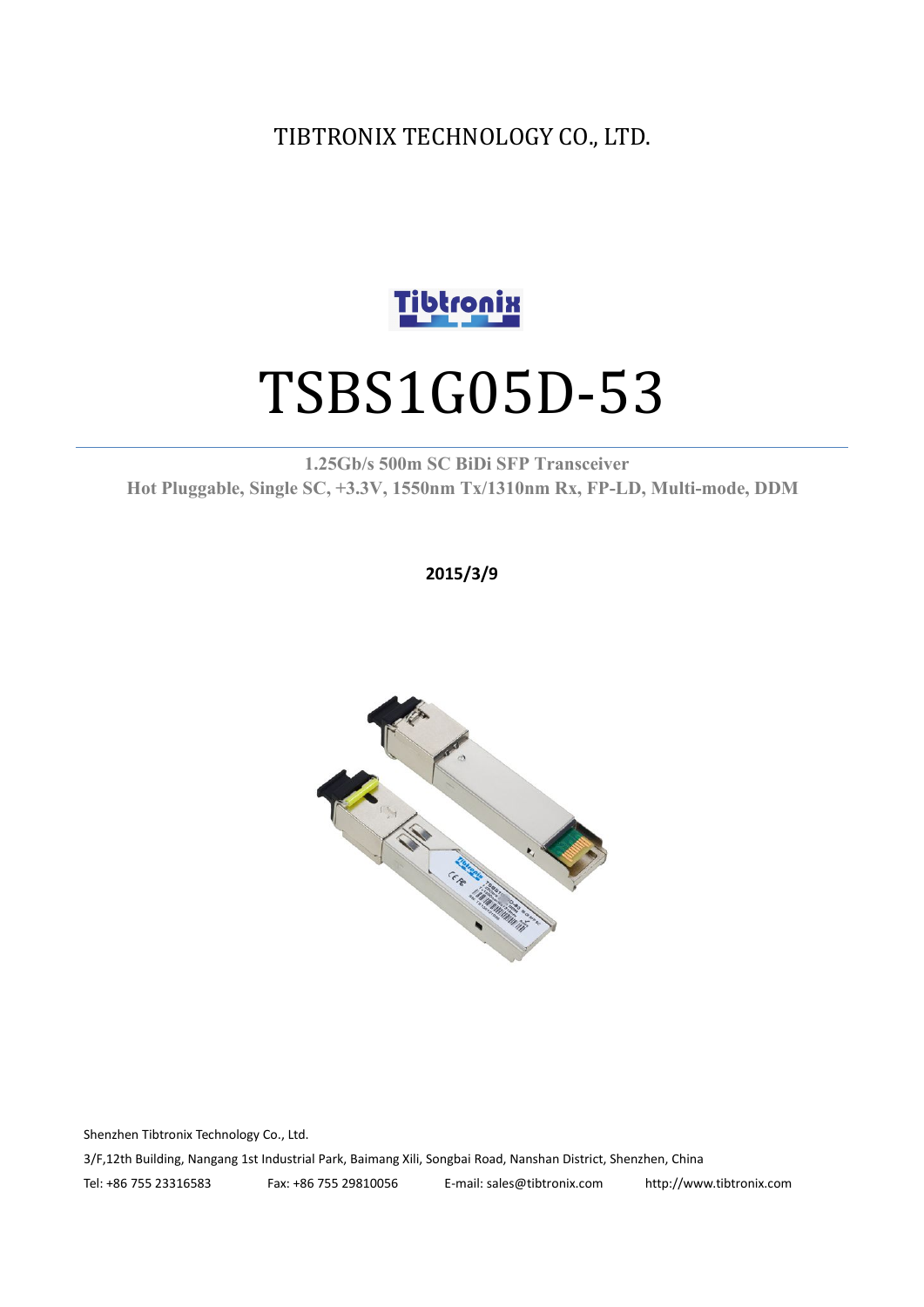TIBTRONIX TECHNOLOGY CO., LTD.

# TSBS1G05D-53

**1.25Gb/s 500m SC BiDi SFP Transceiver**

**Hot Pluggable, Single SC, +3.3V, 1550nm Tx/1310nm Rx, FP-LD, Multi-mode, DDM**

**2015/3/9**

Shenzhen Tibtronix Technology Co., Ltd.

3/F,12th Building, Nangang 1st Industrial Park, Baimang Xili, Songbai Road, Nanshan District, Shenzhen, China

Tel: +86 755 23316583 Fax: +86 755 29810056 E-mail: sales@tibtronix.com http://www.tibtronix.com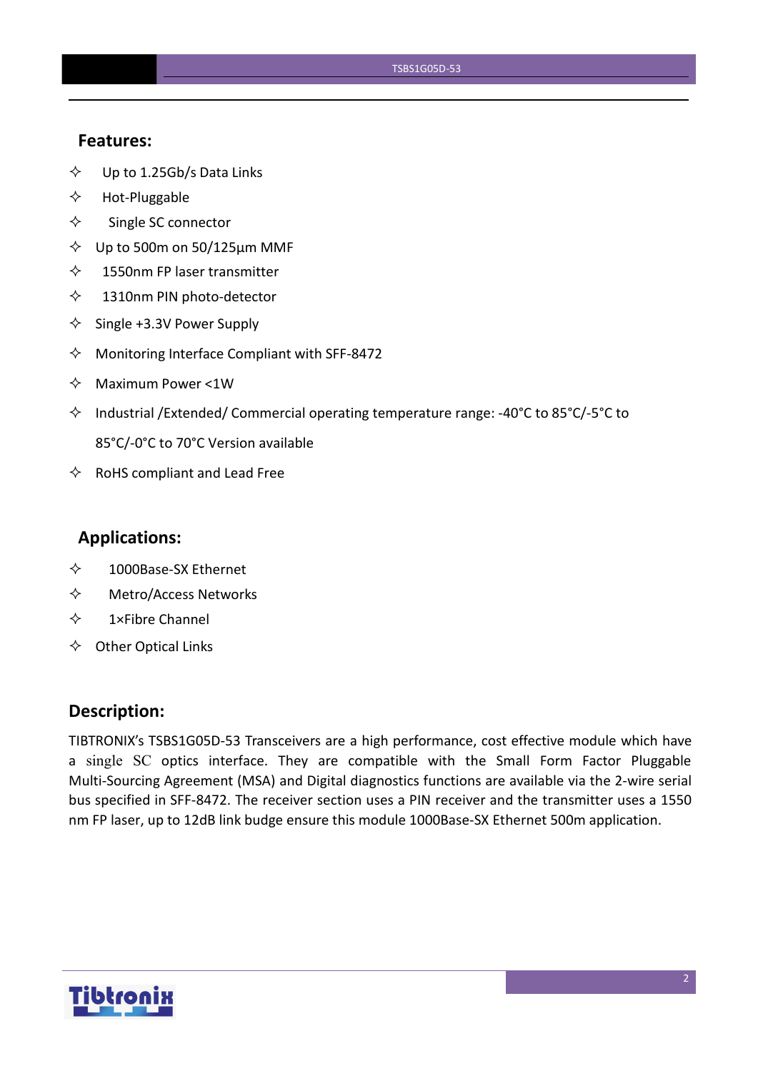## Features:

- ✧ Up to 1.25Gb/s Data Links
- ✧ Hot-Pluggable
- ✧ Single SC connector
- ✧ Up to 500m on 50/125μm MMF
- ✧ 1550nm FP laser transmitter
- ✧ 1310nm PIN photo-detector
- ✧ Single +3.3V Power Supply
- ✧ Monitoring Interface Compliant with SFF-8472
- ✧ Maximum Power <1W
- ✧ Industrial /Extended/ Commercial operating temperature range: -40°C to 85°C/-5°C to 85°C/-0°C to 70°C Version available
- ✧ RoHS compliant and Lead Free

## Applications:

- ✧ 1000Base-SX Ethernet
- ✧ Metro/Access Networks
- ✧ 1×Fibre Channel
- ✧ Other Optical Links

## Description:

TIBTRONIX's TSBS1G05D-53 Transceivers are a high performance, cost effective module which have a single SC optics interface. They are compatible with the Small Form Factor Pluggable Multi-Sourcing Agreement (MSA) and Digital diagnostics functions are available via the 2-wire serial bus specified in SFF-8472. The receiver section uses a PIN receiver and the transmitter uses a 1550 nm FP laser, up to 12dB link budge ensure this module 1000Base-SX Ethernet 500m application.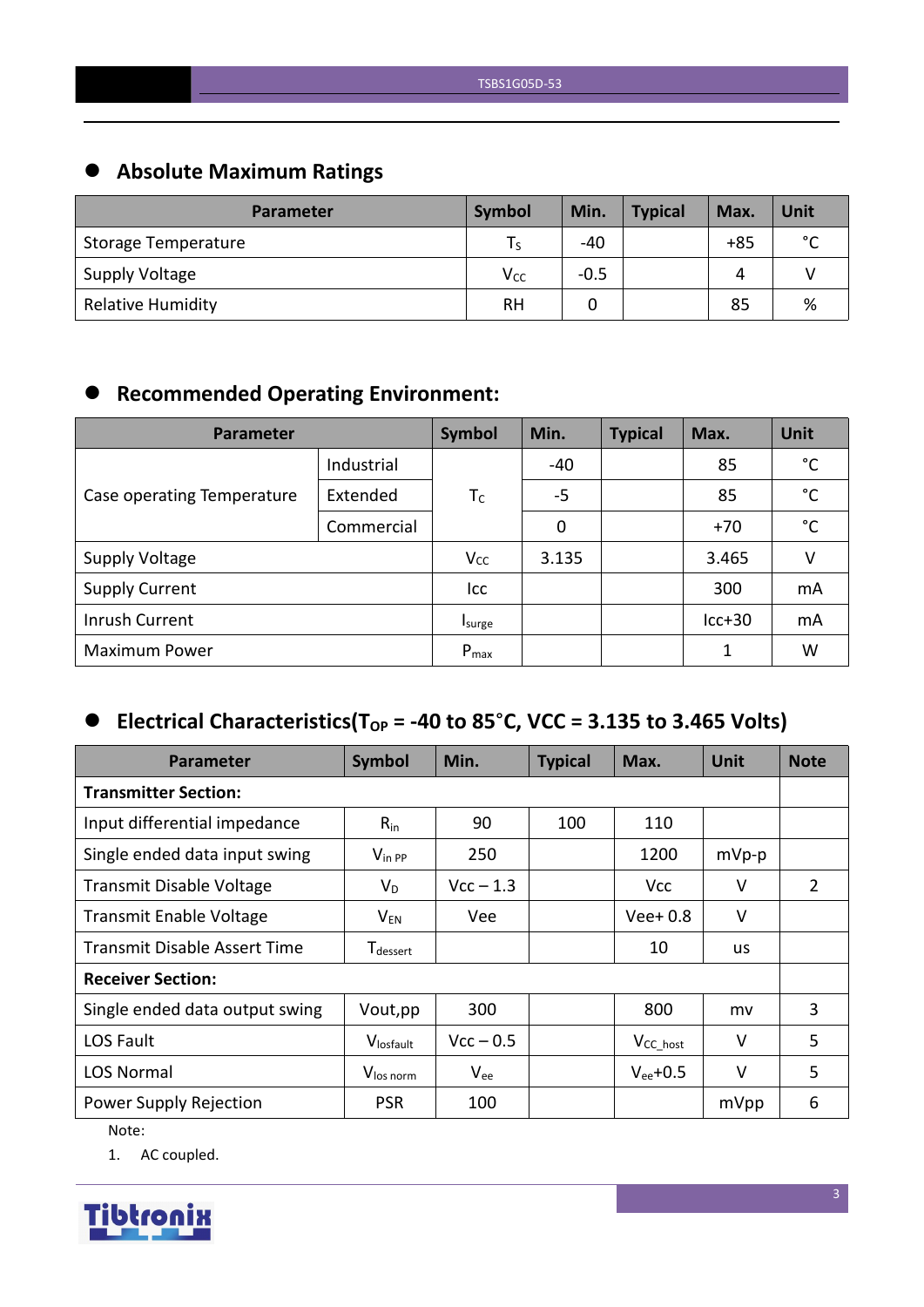## Absolute Maximum Ratings

| Parameter | Symbol | Min. | Typical | Max. | Unit |
|---|---|---|---|---|---|
| Storage Temperature | $T_S$ | -40 | | +85 | °C |
| Supply Voltage | $V_{CC}$ | -0.5 | | 4 | V |
| Relative Humidity | RH | 0 | | 85 | % |

## Recommended Operating Environment:

| Parameter | | Symbol | Min. | Typical | Max. | Unit |
|---|---|---|---|---|---|---|
| Case operating Temperature | Industrial | $T_C$ | -40 | | 85 | °C |
| | Extended | | -5 | | 85 | °C |
| | Commercial | | 0 | | +70 | °C |
| Supply Voltage | | $V_{CC}$ | 3.135 | | 3.465 | V |
| Supply Current | | Icc | | | 300 | mA |
| Inrush Current | | $I_{surge}$ | | | Icc+30 | mA |
| Maximum Power | | $P_{max}$ | | | 1 | W |

## Electrical Characteristics($T_{OP}$ = -40 to 85°C, VCC = 3.135 to 3.465 Volts)

| Parameter | Symbol | Min. | Typical | Max. | Unit | Note |
|---|---|---|---|---|---|---|
| **Transmitter Section:** | | | | | | |
| Input differential impedance | $R_{in}$ | 90 | 100 | 110 | | |
| Single ended data input swing | $V_{in\ PP}$ | 250 | | 1200 | mVp-p | |
| Transmit Disable Voltage | $V_D$ | Vcc – 1.3 | | Vcc | V | 2 |
| Transmit Enable Voltage | $V_{EN}$ | Vee | | Vee+ 0.8 | V | |
| Transmit Disable Assert Time | $T_{dessert}$ | | | 10 | us | |
| **Receiver Section:** | | | | | | |
| Single ended data output swing | Vout,pp | 300 | | 800 | mv | 3 |
| LOS Fault | $V_{losfault}$ | Vcc – 0.5 | | $V_{CC\_host}$ | V | 5 |
| LOS Normal | $V_{los\ norm}$ | $V_{ee}$ | | $V_{ee}$+0.5 | V | 5 |
| Power Supply Rejection | PSR | 100 | | | mVpp | 6 |

Note:

1. AC coupled.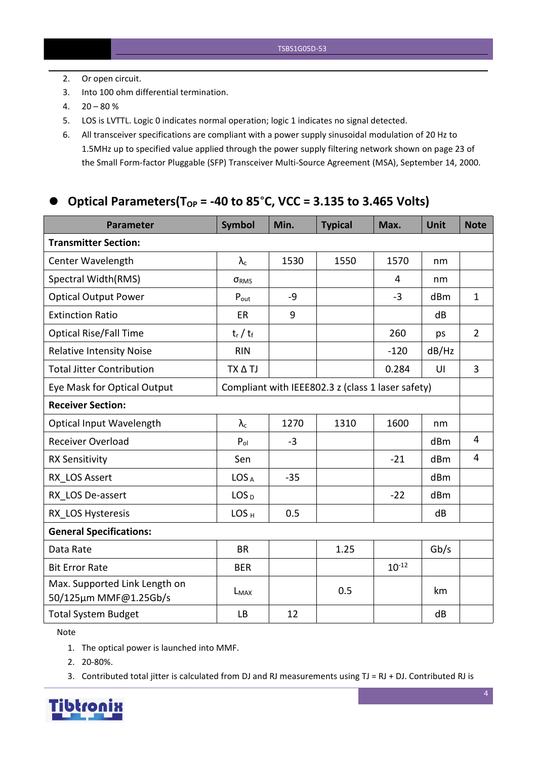2. Or open circuit.
3. Into 100 ohm differential termination.
4. 20 – 80 %
5. LOS is LVTTL. Logic 0 indicates normal operation; logic 1 indicates no signal detected.
6. All transceiver specifications are compliant with a power supply sinusoidal modulation of 20 Hz to 1.5MHz up to specified value applied through the power supply filtering network shown on page 23 of the Small Form-factor Pluggable (SFP) Transceiver Multi-Source Agreement (MSA), September 14, 2000.

## Optical Parameters($T_{OP}$ = -40 to 85°C, VCC = 3.135 to 3.465 Volts)

| Parameter | Symbol | Min. | Typical | Max. | Unit | Note |
|---|---|---|---|---|---|---|
| **Transmitter Section:** | | | | | | |
| Center Wavelength | $\lambda_c$ | 1530 | 1550 | 1570 | nm | |
| Spectral Width(RMS) | $\sigma_{RMS}$ | | | 4 | nm | |
| Optical Output Power | $P_{out}$ | -9 | | -3 | dBm | 1 |
| Extinction Ratio | ER | 9 | | | dB | |
| Optical Rise/Fall Time | $t_r$ / $t_f$ | | | 260 | ps | 2 |
| Relative Intensity Noise | RIN | | | -120 | dB/Hz | |
| Total Jitter Contribution | TX Δ TJ | | | 0.284 | UI | 3 |
| Eye Mask for Optical Output | Compliant with IEEE802.3 z (class 1 laser safety) | | | | | |
| **Receiver Section:** | | | | | | |
| Optical Input Wavelength | $\lambda_c$ | 1270 | 1310 | 1600 | nm | |
| Receiver Overload | $P_{ol}$ | -3 | | | dBm | 4 |
| RX Sensitivity | Sen | | | -21 | dBm | 4 |
| RX_LOS Assert | $LOS_A$ | -35 | | | dBm | |
| RX_LOS De-assert | $LOS_D$ | | | -22 | dBm | |
| RX_LOS Hysteresis | $LOS_H$ | 0.5 | | | dB | |
| **General Specifications:** | | | | | | |
| Data Rate | BR | | 1.25 | | Gb/s | |
| Bit Error Rate | BER | | | $10^{-12}$ | | |
| Max. Supported Link Length on 50/125µm MMF@1.25Gb/s | $L_{MAX}$ | | 0.5 | | km | |
| Total System Budget | LB | 12 | | | dB | |

Note

1. The optical power is launched into MMF.
2. 20-80%.
3. Contributed total jitter is calculated from DJ and RJ measurements using TJ = RJ + DJ. Contributed RJ is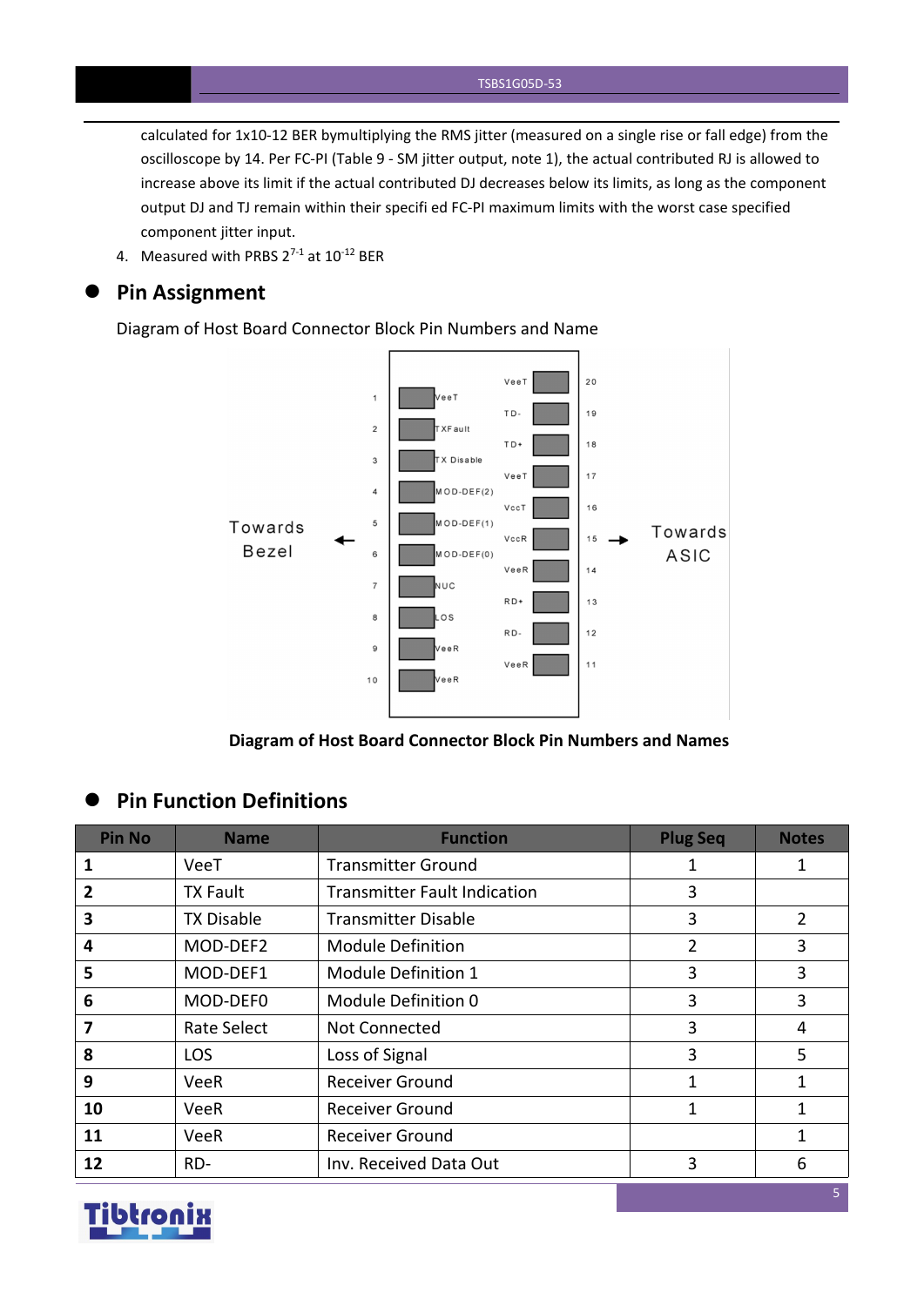calculated for 1x10-12 BER bymultiplying the RMS jitter (measured on a single rise or fall edge) from the oscilloscope by 14. Per FC-PI (Table 9 - SM jitter output, note 1), the actual contributed RJ is allowed to increase above its limit if the actual contributed DJ decreases below its limits, as long as the component output DJ and TJ remain within their specifi ed FC-PI maximum limits with the worst case specified component jitter input.

4. Measured with PRBS $2^{7-1}$ at $10^{-12}$ BER

## Pin Assignment

Diagram of Host Board Connector Block Pin Numbers and Name

Towards Bezel ← | → Towards ASIC

| Pin | Name | Name | Pin |
|---|---|---|---|
| 1 | VeeT | VeeT | 20 |
| 2 | TXFault | TD- | 19 |
| 3 | TX Disable | TD+ | 18 |
| 4 | MOD-DEF(2) | VeeT | 17 |
| 5 | MOD-DEF(1) | VccT | 16 |
| 6 | MOD-DEF(0) | VccR | 15 |
| 7 | NUC | VeeR | 14 |
| 8 | LOS | RD+ | 13 |
| 9 | VeeR | RD- | 12 |
| 10 | VeeR | VeeR | 11 |

**Diagram of Host Board Connector Block Pin Numbers and Names**

## Pin Function Definitions

| Pin No | Name | Function | Plug Seq | Notes |
|---|---|---|---|---|
| **1** | VeeT | Transmitter Ground | 1 | 1 |
| **2** | TX Fault | Transmitter Fault Indication | 3 | |
| **3** | TX Disable | Transmitter Disable | 3 | 2 |
| **4** | MOD-DEF2 | Module Definition | 2 | 3 |
| **5** | MOD-DEF1 | Module Definition 1 | 3 | 3 |
| **6** | MOD-DEF0 | Module Definition 0 | 3 | 3 |
| **7** | Rate Select | Not Connected | 3 | 4 |
| **8** | LOS | Loss of Signal | 3 | 5 |
| **9** | VeeR | Receiver Ground | 1 | 1 |
| **10** | VeeR | Receiver Ground | 1 | 1 |
| **11** | VeeR | Receiver Ground | | 1 |
| **12** | RD- | Inv. Received Data Out | 3 | 6 |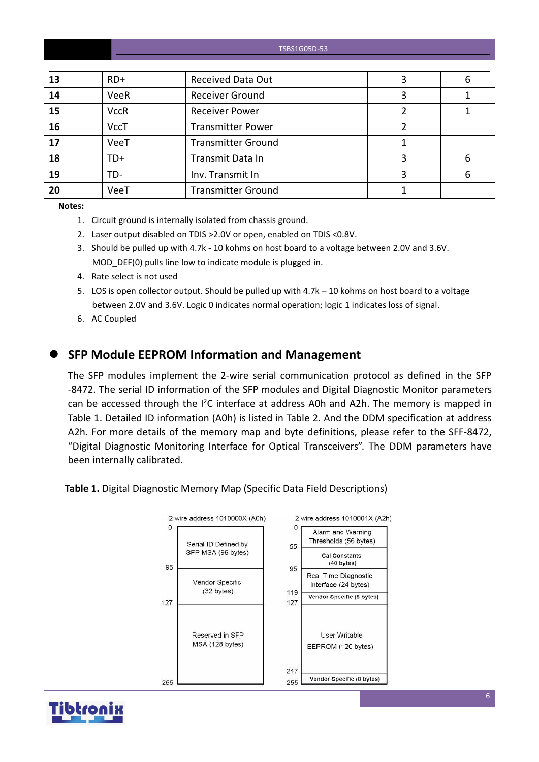| 13 | RD+ | Received Data Out | 3 | 6 |
|---|---|---|---|---|
| 14 | VeeR | Receiver Ground | 3 | 1 |
| 15 | VccR | Receiver Power | 2 | 1 |
| 16 | VccT | Transmitter Power | 2 | |
| 17 | VeeT | Transmitter Ground | 1 | |
| 18 | TD+ | Transmit Data In | 3 | 6 |
| 19 | TD- | Inv. Transmit In | 3 | 6 |
| 20 | VeeT | Transmitter Ground | 1 | |

**Notes:**

1. Circuit ground is internally isolated from chassis ground.
2. Laser output disabled on TDIS >2.0V or open, enabled on TDIS <0.8V.
3. Should be pulled up with 4.7k - 10 kohms on host board to a voltage between 2.0V and 3.6V. MOD_DEF(0) pulls line low to indicate module is plugged in.
4. Rate select is not used
5. LOS is open collector output. Should be pulled up with 4.7k – 10 kohms on host board to a voltage between 2.0V and 3.6V. Logic 0 indicates normal operation; logic 1 indicates loss of signal.
6. AC Coupled

## SFP Module EEPROM Information and Management

The SFP modules implement the 2-wire serial communication protocol as defined in the SFP -8472. The serial ID information of the SFP modules and Digital Diagnostic Monitor parameters can be accessed through the I²C interface at address A0h and A2h. The memory is mapped in Table 1. Detailed ID information (A0h) is listed in Table 2. And the DDM specification at address A2h. For more details of the memory map and byte definitions, please refer to the SFF-8472, "Digital Diagnostic Monitoring Interface for Optical Transceivers". The DDM parameters have been internally calibrated.

**Table 1.** Digital Diagnostic Memory Map (Specific Data Field Descriptions)

| 2 wire address 1010000X (A0h) | | 2 wire address 1010001X (A2h) | |
|---|---|---|---|
| 0–95 | Serial ID Defined by SFP MSA (96 bytes) | 0–55 | Alarm and Warning Thresholds (56 bytes) |
| | | 55–95 | Cal Constants (40 bytes) |
| 95–127 | Vendor Specific (32 bytes) | 95–119 | Real Time Diagnostic Interface (24 bytes) |
| | | 119–127 | Vendor Specific (8 bytes) |
| 127–255 | Reserved in SFP MSA (128 bytes) | 127–247 | User Writable EEPROM (120 bytes) |
| | | 247–255 | Vendor Specific (8 bytes) |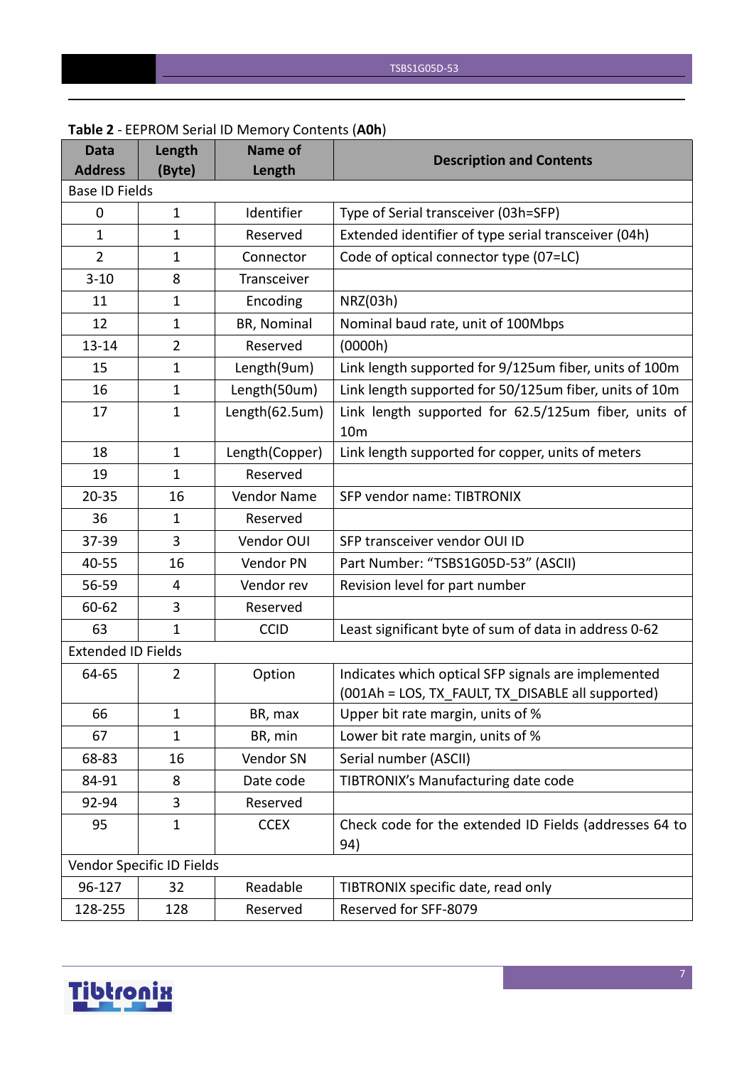**Table 2** - EEPROM Serial ID Memory Contents (**A0h**)

| Data Address | Length (Byte) | Name of Length | Description and Contents |
|---|---|---|---|
| Base ID Fields | | | |
| 0 | 1 | Identifier | Type of Serial transceiver (03h=SFP) |
| 1 | 1 | Reserved | Extended identifier of type serial transceiver (04h) |
| 2 | 1 | Connector | Code of optical connector type (07=LC) |
| 3-10 | 8 | Transceiver | |
| 11 | 1 | Encoding | NRZ(03h) |
| 12 | 1 | BR, Nominal | Nominal baud rate, unit of 100Mbps |
| 13-14 | 2 | Reserved | (0000h) |
| 15 | 1 | Length(9um) | Link length supported for 9/125um fiber, units of 100m |
| 16 | 1 | Length(50um) | Link length supported for 50/125um fiber, units of 10m |
| 17 | 1 | Length(62.5um) | Link length supported for 62.5/125um fiber, units of 10m |
| 18 | 1 | Length(Copper) | Link length supported for copper, units of meters |
| 19 | 1 | Reserved | |
| 20-35 | 16 | Vendor Name | SFP vendor name: TIBTRONIX |
| 36 | 1 | Reserved | |
| 37-39 | 3 | Vendor OUI | SFP transceiver vendor OUI ID |
| 40-55 | 16 | Vendor PN | Part Number: “TSBS1G05D-53” (ASCII) |
| 56-59 | 4 | Vendor rev | Revision level for part number |
| 60-62 | 3 | Reserved | |
| 63 | 1 | CCID | Least significant byte of sum of data in address 0-62 |
| Extended ID Fields | | | |
| 64-65 | 2 | Option | Indicates which optical SFP signals are implemented (001Ah = LOS, TX_FAULT, TX_DISABLE all supported) |
| 66 | 1 | BR, max | Upper bit rate margin, units of % |
| 67 | 1 | BR, min | Lower bit rate margin, units of % |
| 68-83 | 16 | Vendor SN | Serial number (ASCII) |
| 84-91 | 8 | Date code | TIBTRONIX’s Manufacturing date code |
| 92-94 | 3 | Reserved | |
| 95 | 1 | CCEX | Check code for the extended ID Fields (addresses 64 to 94) |
| Vendor Specific ID Fields | | | |
| 96-127 | 32 | Readable | TIBTRONIX specific date, read only |
| 128-255 | 128 | Reserved | Reserved for SFF-8079 |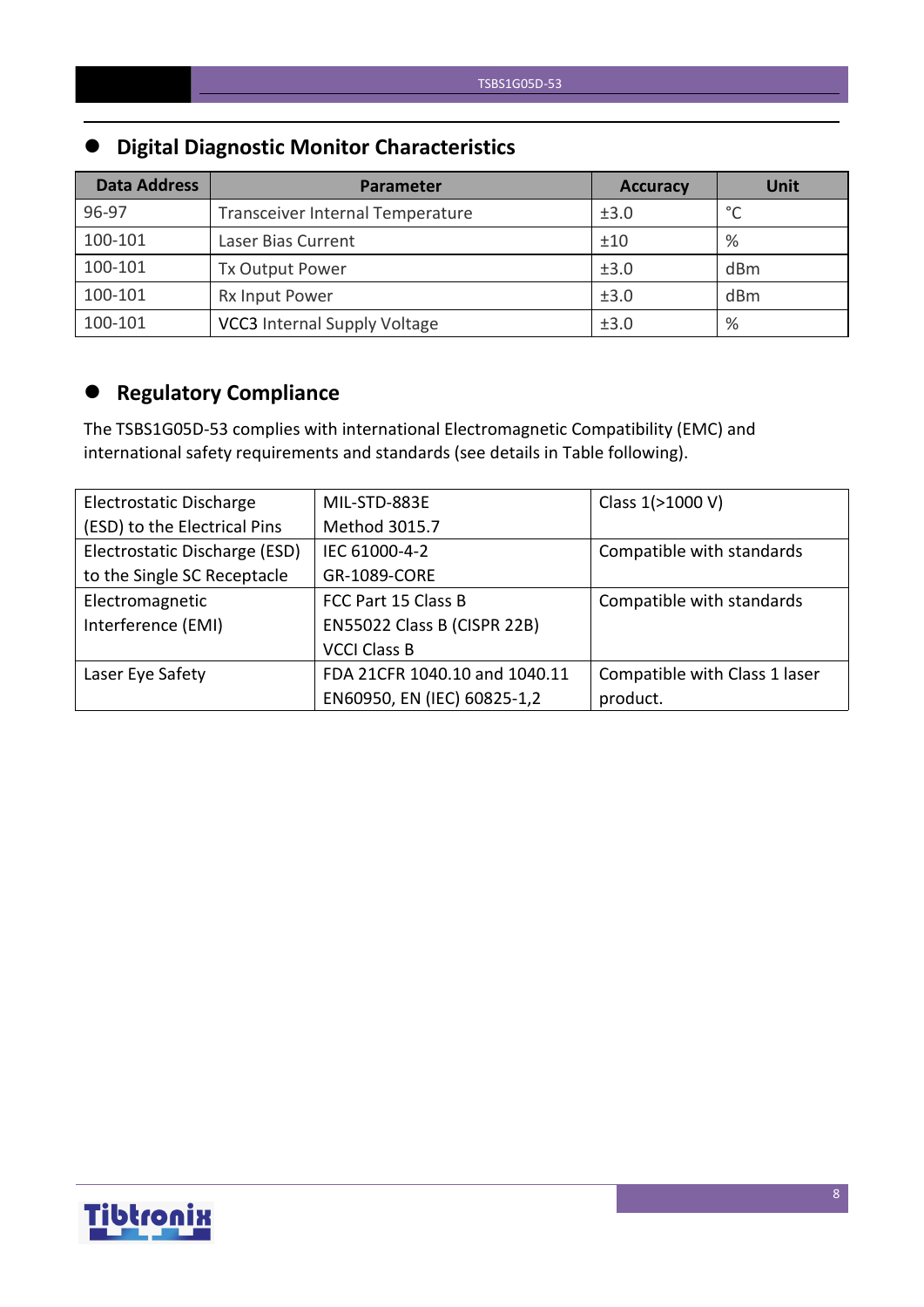## Digital Diagnostic Monitor Characteristics

| Data Address | Parameter | Accuracy | Unit |
|---|---|---|---|
| 96-97 | Transceiver Internal Temperature | ±3.0 | °C |
| 100-101 | Laser Bias Current | ±10 | % |
| 100-101 | Tx Output Power | ±3.0 | dBm |
| 100-101 | Rx Input Power | ±3.0 | dBm |
| 100-101 | VCC3 Internal Supply Voltage | ±3.0 | % |

## Regulatory Compliance

The TSBS1G05D-53 complies with international Electromagnetic Compatibility (EMC) and international safety requirements and standards (see details in Table following).

| | | |
|---|---|---|
| Electrostatic Discharge (ESD) to the Electrical Pins | MIL-STD-883E Method 3015.7 | Class 1(>1000 V) |
| Electrostatic Discharge (ESD) to the Single SC Receptacle | IEC 61000-4-2 GR-1089-CORE | Compatible with standards |
| Electromagnetic Interference (EMI) | FCC Part 15 Class B EN55022 Class B (CISPR 22B) VCCI Class B | Compatible with standards |
| Laser Eye Safety | FDA 21CFR 1040.10 and 1040.11 EN60950, EN (IEC) 60825-1,2 | Compatible with Class 1 laser product. |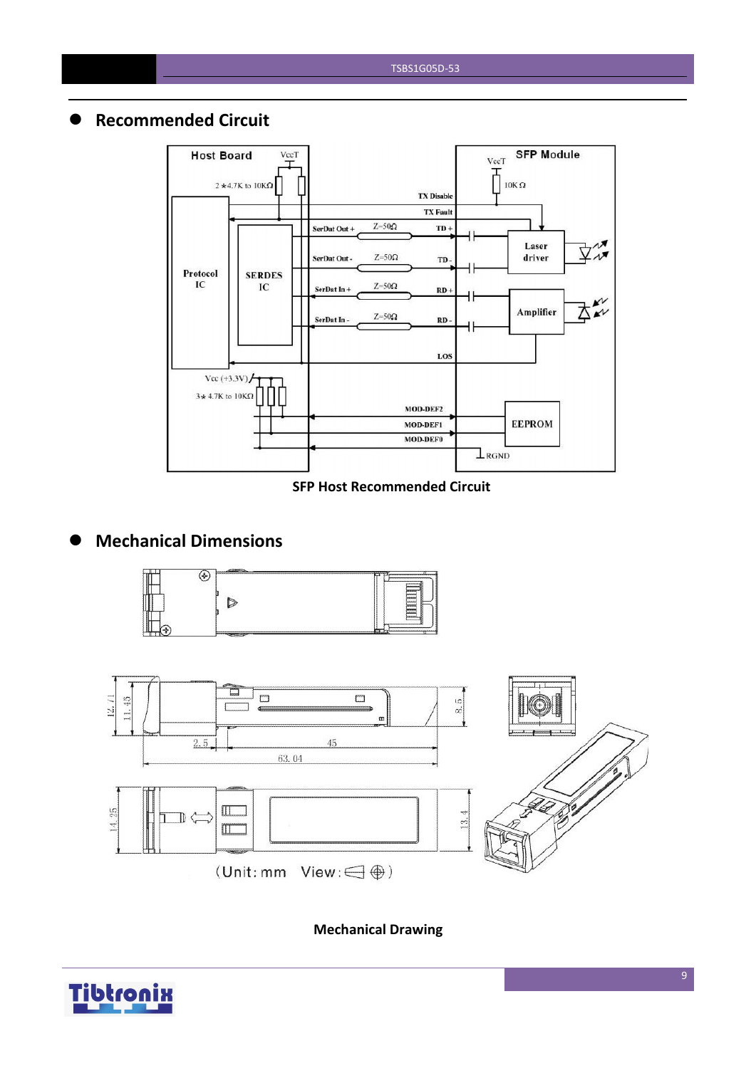## Recommended Circuit

SFP Host Recommended Circuit

## Mechanical Dimensions

Mechanical Drawing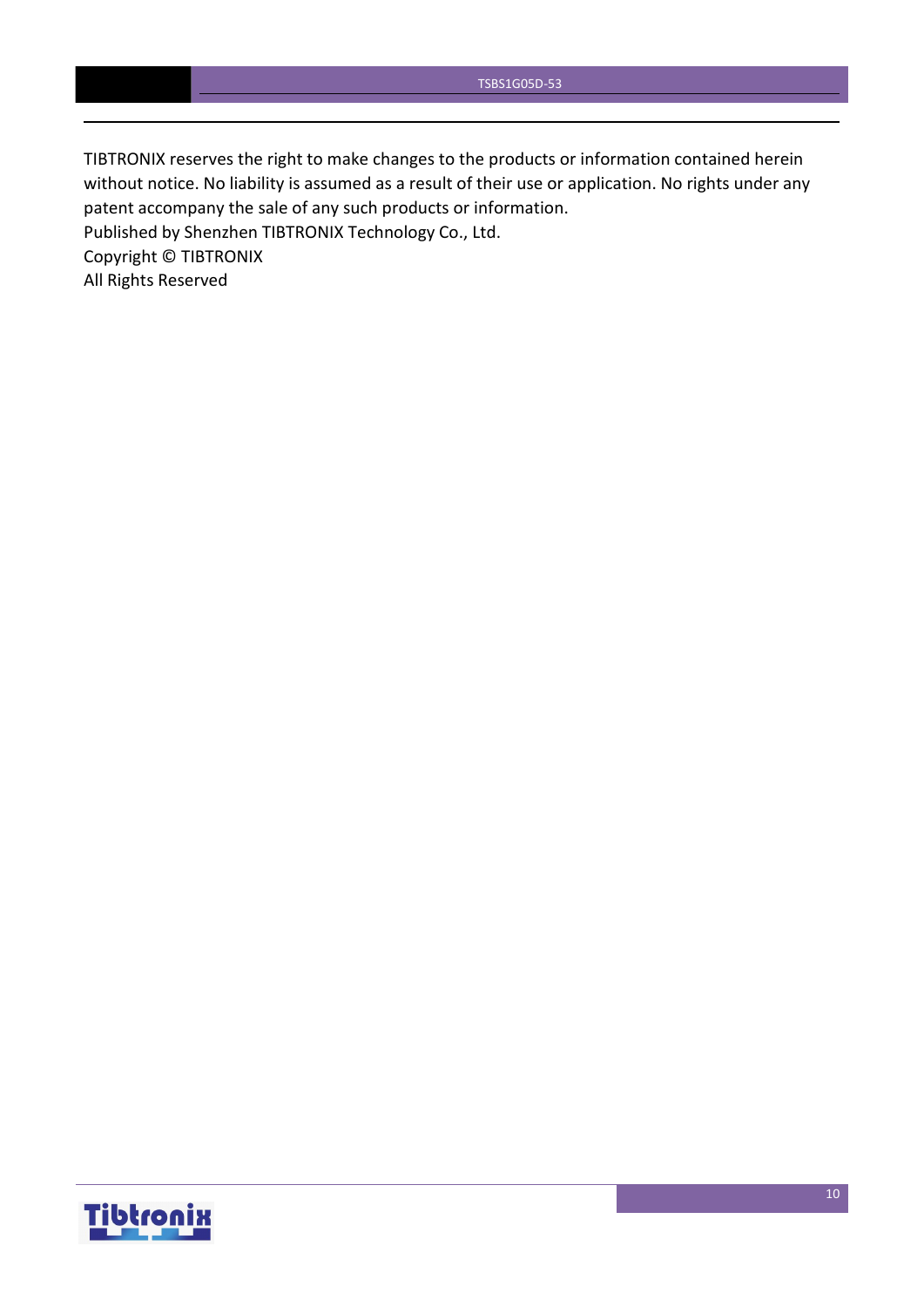TIBTRONIX reserves the right to make changes to the products or information contained herein without notice. No liability is assumed as a result of their use or application. No rights under any patent accompany the sale of any such products or information.
Published by Shenzhen TIBTRONIX Technology Co., Ltd.
Copyright © TIBTRONIX
All Rights Reserved